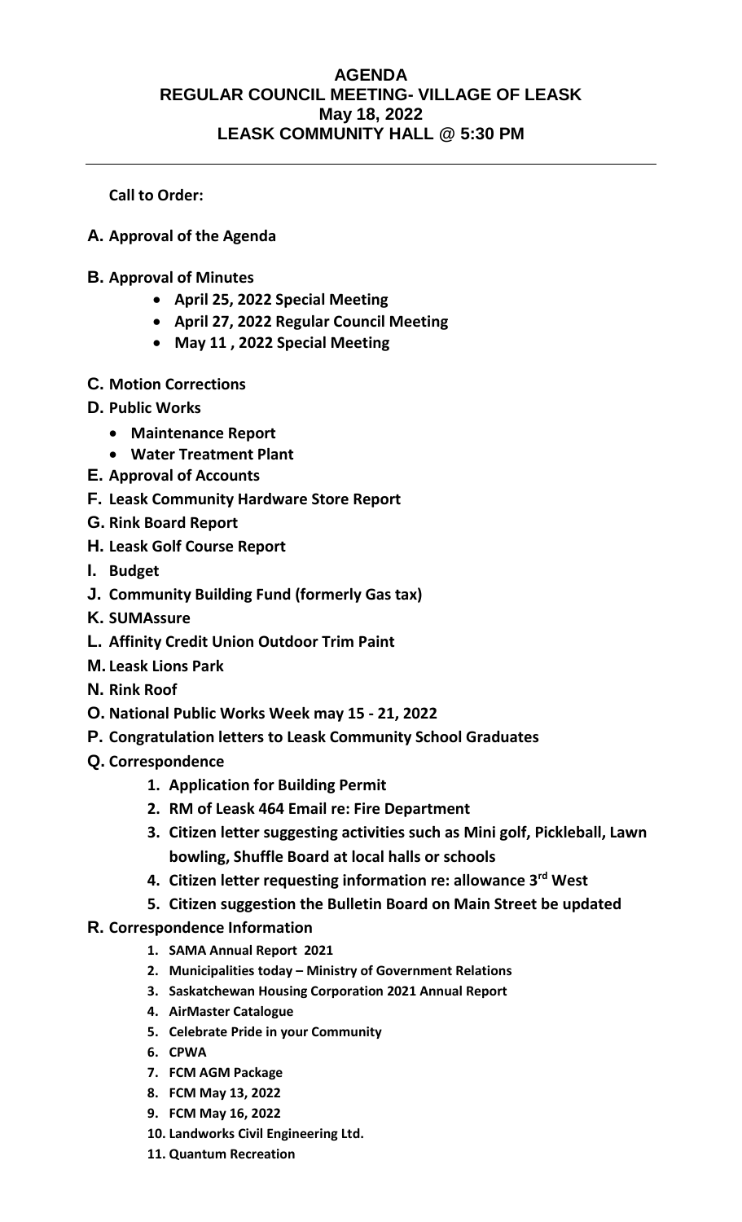# AGENDA
## REGULAR COUNCIL MEETING- VILLAGE OF LEASK
## May 18, 2022
## LEASK COMMUNITY HALL @ 5:30 PM

---

**Call to Order:**

**A. Approval of the Agenda**

**B. Approval of Minutes**

- **April 25, 2022 Special Meeting**
- **April 27, 2022 Regular Council Meeting**
- **May 11 , 2022 Special Meeting**

**C. Motion Corrections**

**D. Public Works**

- **Maintenance Report**
- **Water Treatment Plant**

**E. Approval of Accounts**

**F. Leask Community Hardware Store Report**

**G. Rink Board Report**

**H. Leask Golf Course Report**

**I. Budget**

**J. Community Building Fund (formerly Gas tax)**

**K. SUMAssure**

**L. Affinity Credit Union Outdoor Trim Paint**

**M. Leask Lions Park**

**N. Rink Roof**

**O. National Public Works Week may 15 - 21, 2022**

**P. Congratulation letters to Leask Community School Graduates**

**Q. Correspondence**

1. **Application for Building Permit**
2. **RM of Leask 464 Email re: Fire Department**
3. **Citizen letter suggesting activities such as Mini golf, Pickleball, Lawn bowling, Shuffle Board at local halls or schools**
4. **Citizen letter requesting information re: allowance 3rd West**
5. **Citizen suggestion the Bulletin Board on Main Street be updated**

**R. Correspondence Information**

1. **SAMA Annual Report 2021**
2. **Municipalities today – Ministry of Government Relations**
3. **Saskatchewan Housing Corporation 2021 Annual Report**
4. **AirMaster Catalogue**
5. **Celebrate Pride in your Community**
6. **CPWA**
7. **FCM AGM Package**
8. **FCM May 13, 2022**
9. **FCM May 16, 2022**
10. **Landworks Civil Engineering Ltd.**
11. **Quantum Recreation**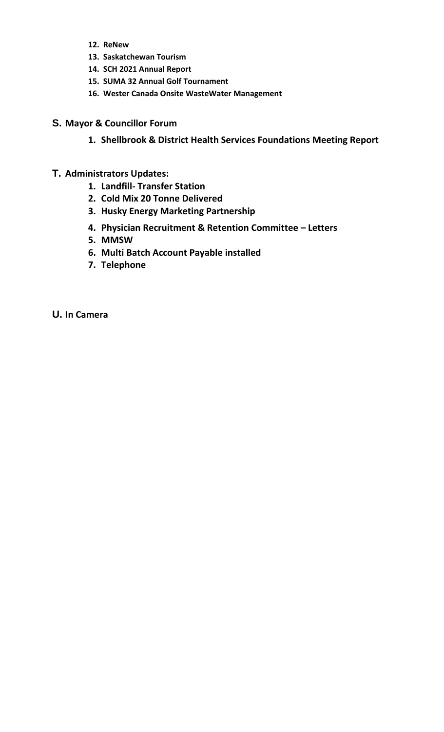12. **ReNew**
13. **Saskatchewan Tourism**
14. **SCH 2021 Annual Report**
15. **SUMA 32 Annual Golf Tournament**
16. **Wester Canada Onsite WasteWater Management**

**S. Mayor & Councillor Forum**

1. **Shellbrook & District Health Services Foundations Meeting Report**

**T. Administrators Updates:**

1. **Landfill- Transfer Station**
2. **Cold Mix 20 Tonne Delivered**
3. **Husky Energy Marketing Partnership**
4. **Physician Recruitment & Retention Committee – Letters**
5. **MMSW**
6. **Multi Batch Account Payable installed**
7. **Telephone**

**U. In Camera**